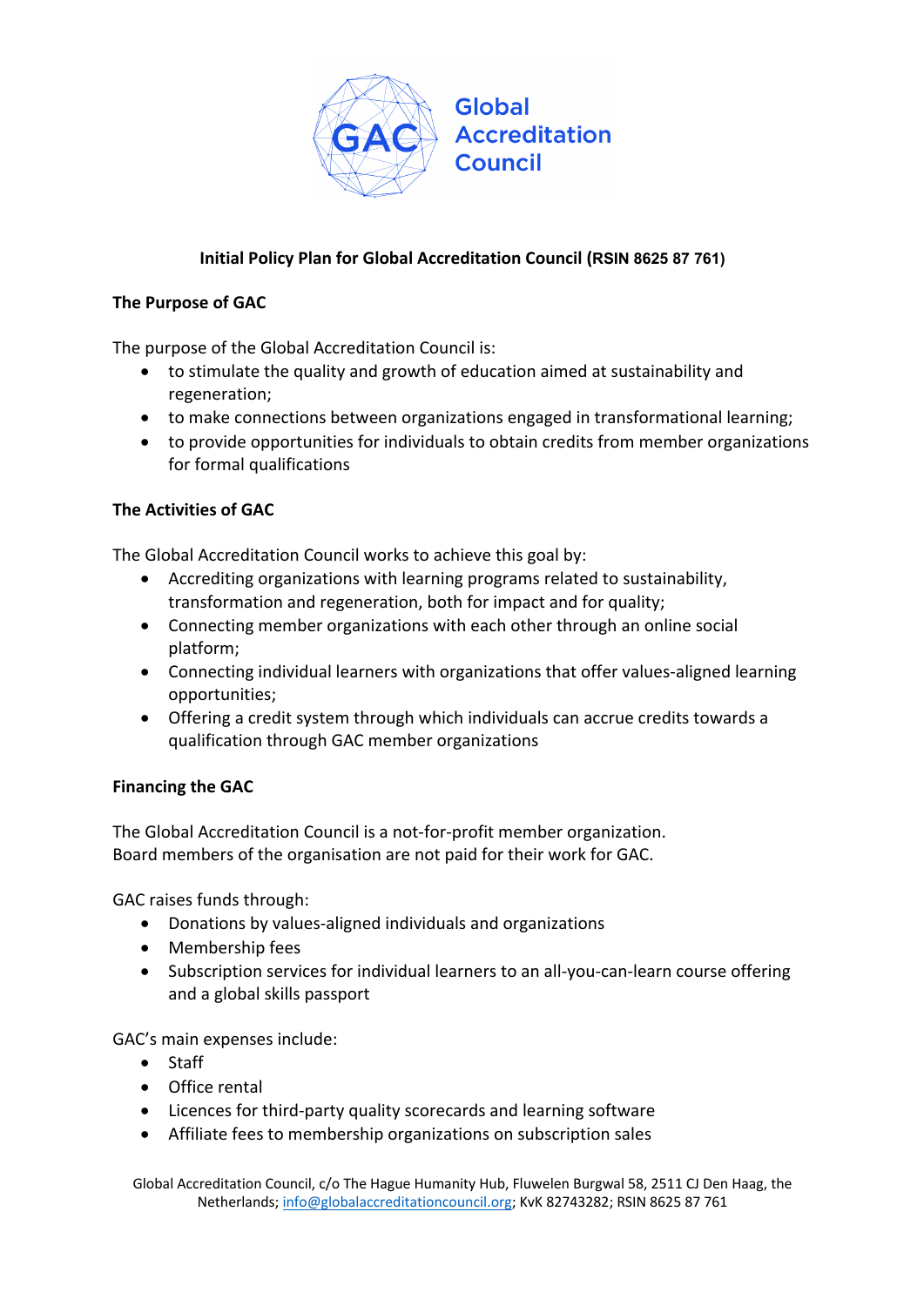Global Accreditation Council

# Initial Policy Plan for Global Accreditation Council (RSIN 8625 87 761)

## The Purpose of GAC

The purpose of the Global Accreditation Council is:

- to stimulate the quality and growth of education aimed at sustainability and regeneration;
- to make connections between organizations engaged in transformational learning;
- to provide opportunities for individuals to obtain credits from member organizations for formal qualifications

## The Activities of GAC

The Global Accreditation Council works to achieve this goal by:

- Accrediting organizations with learning programs related to sustainability, transformation and regeneration, both for impact and for quality;
- Connecting member organizations with each other through an online social platform;
- Connecting individual learners with organizations that offer values-aligned learning opportunities;
- Offering a credit system through which individuals can accrue credits towards a qualification through GAC member organizations

## Financing the GAC

The Global Accreditation Council is a not-for-profit member organization.
Board members of the organisation are not paid for their work for GAC.

GAC raises funds through:

- Donations by values-aligned individuals and organizations
- Membership fees
- Subscription services for individual learners to an all-you-can-learn course offering and a global skills passport

GAC's main expenses include:

- Staff
- Office rental
- Licences for third-party quality scorecards and learning software
- Affiliate fees to membership organizations on subscription sales

Global Accreditation Council, c/o The Hague Humanity Hub, Fluwelen Burgwal 58, 2511 CJ Den Haag, the Netherlands; info@globalaccreditationcouncil.org; KvK 82743282; RSIN 8625 87 761